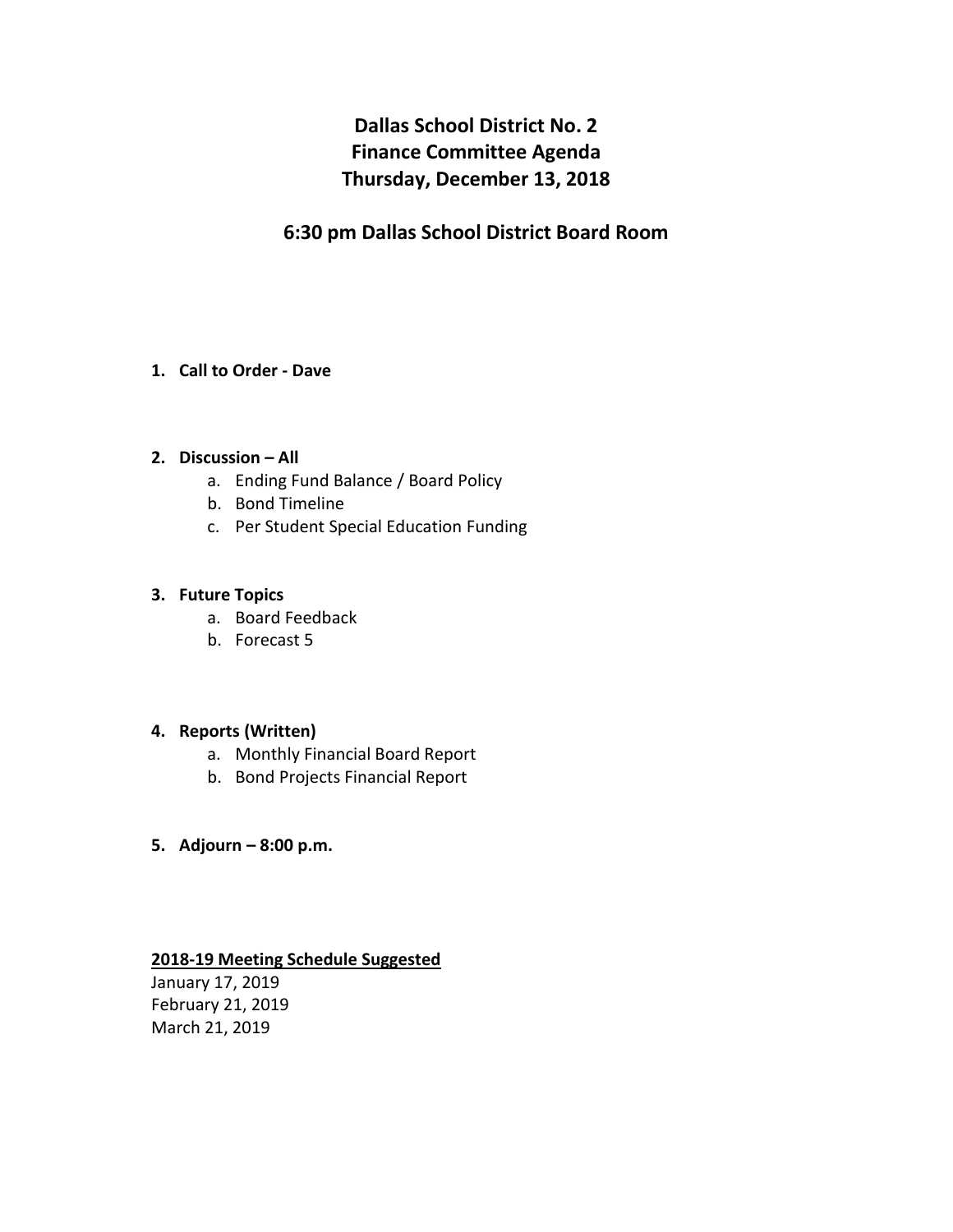# Dallas School District No. 2
# Finance Committee Agenda
# Thursday, December 13, 2018

## 6:30 pm Dallas School District Board Room

1. **Call to Order - Dave**

2. **Discussion – All**
   a. Ending Fund Balance / Board Policy
   b. Bond Timeline
   c. Per Student Special Education Funding

3. **Future Topics**
   a. Board Feedback
   b. Forecast 5

4. **Reports (Written)**
   a. Monthly Financial Board Report
   b. Bond Projects Financial Report

5. **Adjourn – 8:00 p.m.**

**2018-19 Meeting Schedule Suggested**

January 17, 2019
February 21, 2019
March 21, 2019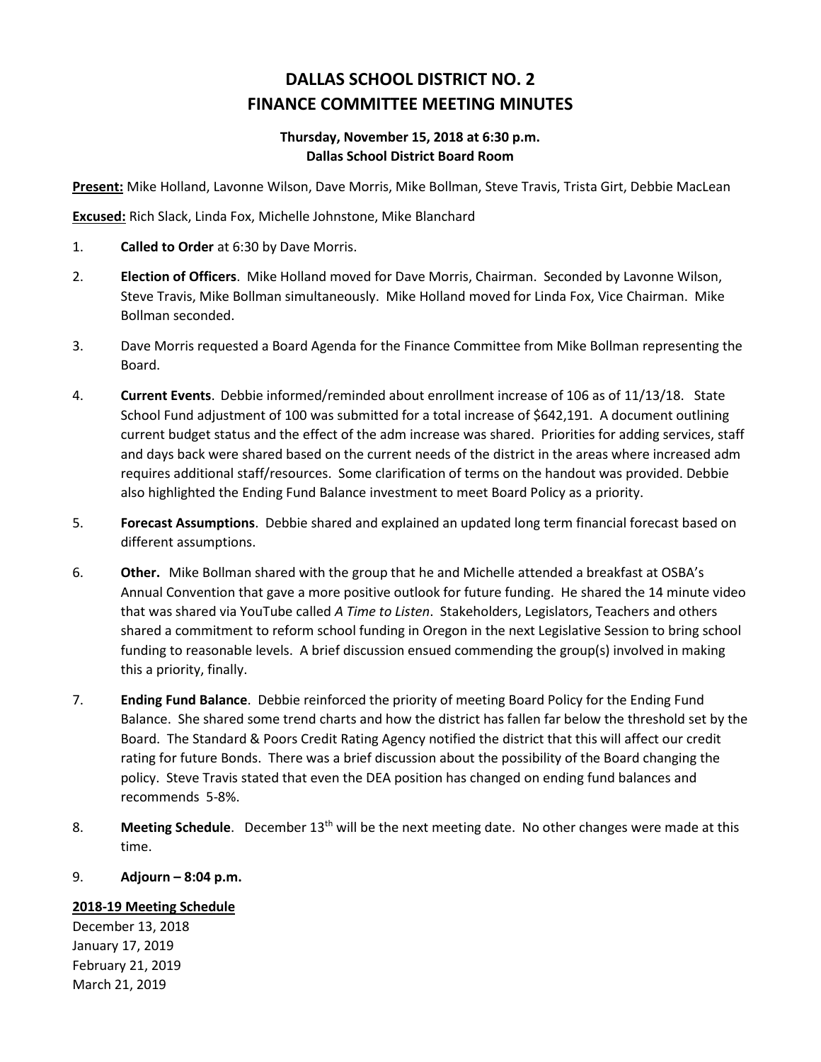# DALLAS SCHOOL DISTRICT NO. 2
# FINANCE COMMITTEE MEETING MINUTES

**Thursday, November 15, 2018 at 6:30 p.m.**
**Dallas School District Board Room**

**Present:** Mike Holland, Lavonne Wilson, Dave Morris, Mike Bollman, Steve Travis, Trista Girt, Debbie MacLean

**Excused:** Rich Slack, Linda Fox, Michelle Johnstone, Mike Blanchard

1. **Called to Order** at 6:30 by Dave Morris.
2. **Election of Officers**. Mike Holland moved for Dave Morris, Chairman. Seconded by Lavonne Wilson, Steve Travis, Mike Bollman simultaneously. Mike Holland moved for Linda Fox, Vice Chairman. Mike Bollman seconded.
3. Dave Morris requested a Board Agenda for the Finance Committee from Mike Bollman representing the Board.
4. **Current Events**. Debbie informed/reminded about enrollment increase of 106 as of 11/13/18. State School Fund adjustment of 100 was submitted for a total increase of $642,191. A document outlining current budget status and the effect of the adm increase was shared. Priorities for adding services, staff and days back were shared based on the current needs of the district in the areas where increased adm requires additional staff/resources. Some clarification of terms on the handout was provided. Debbie also highlighted the Ending Fund Balance investment to meet Board Policy as a priority.
5. **Forecast Assumptions**. Debbie shared and explained an updated long term financial forecast based on different assumptions.
6. **Other.** Mike Bollman shared with the group that he and Michelle attended a breakfast at OSBA's Annual Convention that gave a more positive outlook for future funding. He shared the 14 minute video that was shared via YouTube called *A Time to Listen*. Stakeholders, Legislators, Teachers and others shared a commitment to reform school funding in Oregon in the next Legislative Session to bring school funding to reasonable levels. A brief discussion ensued commending the group(s) involved in making this a priority, finally.
7. **Ending Fund Balance**. Debbie reinforced the priority of meeting Board Policy for the Ending Fund Balance. She shared some trend charts and how the district has fallen far below the threshold set by the Board. The Standard & Poors Credit Rating Agency notified the district that this will affect our credit rating for future Bonds. There was a brief discussion about the possibility of the Board changing the policy. Steve Travis stated that even the DEA position has changed on ending fund balances and recommends 5-8%.
8. **Meeting Schedule**. December 13th will be the next meeting date. No other changes were made at this time.
9. **Adjourn – 8:04 p.m.**

**2018-19 Meeting Schedule**

December 13, 2018
January 17, 2019
February 21, 2019
March 21, 2019